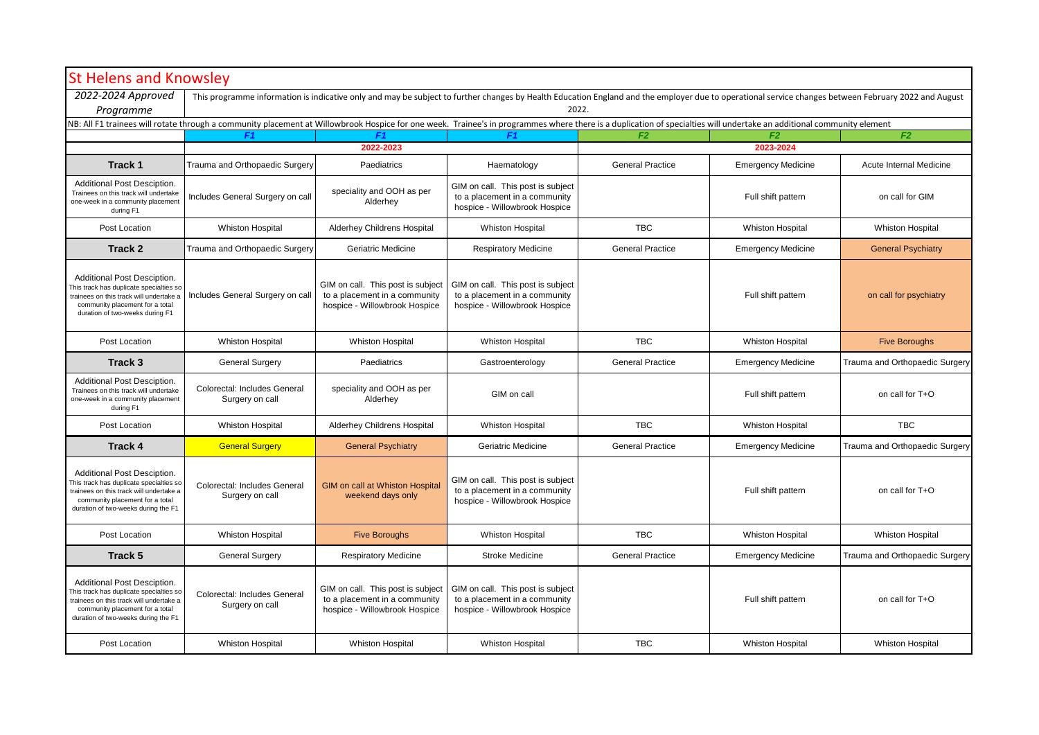## St Helens and Knowsley

*2022-2024 Approved Programme*

This programme information is indicative only and may be subject to further changes by Health Education England and the employer due to operational service changes between February 2022 and August 2022.

NB: All F1 trainees will rotate through a community placement at Willowbrook Hospice for one week. Trainee's in programmes where there is a duplication of specialties will undertake an additional community element

| | *F1* | *F1* | *F1* | *F2* | *F2* | *F2* |
|---|---|---|---|---|---|---|
| | **2022-2023** | | | **2023-2024** | | |
| **Track 1** | Trauma and Orthopaedic Surgery | Paediatrics | Haematology | General Practice | Emergency Medicine | Acute Internal Medicine |
| Additional Post Desciption. Trainees on this track will undertake one-week in a community placement during F1 | Includes General Surgery on call | speciality and OOH as per Alderhey | GIM on call. This post is subject to a placement in a community hospice - Willowbrook Hospice | | Full shift pattern | on call for GIM |
| Post Location | Whiston Hospital | Alderhey Childrens Hospital | Whiston Hospital | TBC | Whiston Hospital | Whiston Hospital |
| **Track 2** | Trauma and Orthopaedic Surgery | Geriatric Medicine | Respiratory Medicine | General Practice | Emergency Medicine | General Psychiatry |
| Additional Post Desciption. This track has duplicate specialties so trainees on this track will undertake a community placement for a total duration of two-weeks during F1 | Includes General Surgery on call | GIM on call. This post is subject to a placement in a community hospice - Willowbrook Hospice | GIM on call. This post is subject to a placement in a community hospice - Willowbrook Hospice | | Full shift pattern | on call for psychiatry |
| Post Location | Whiston Hospital | Whiston Hospital | Whiston Hospital | TBC | Whiston Hospital | Five Boroughs |
| **Track 3** | General Surgery | Paediatrics | Gastroenterology | General Practice | Emergency Medicine | Trauma and Orthopaedic Surgery |
| Additional Post Desciption. Trainees on this track will undertake one-week in a community placement during F1 | Colorectal: Includes General Surgery on call | speciality and OOH as per Alderhey | GIM on call | | Full shift pattern | on call for T+O |
| Post Location | Whiston Hospital | Alderhey Childrens Hospital | Whiston Hospital | TBC | Whiston Hospital | TBC |
| **Track 4** | General Surgery | General Psychiatry | Geriatric Medicine | General Practice | Emergency Medicine | Trauma and Orthopaedic Surgery |
| Additional Post Desciption. This track has duplicate specialties so trainees on this track will undertake a community placement for a total duration of two-weeks during the F1 | Colorectal: Includes General Surgery on call | GIM on call at Whiston Hospital weekend days only | GIM on call. This post is subject to a placement in a community hospice - Willowbrook Hospice | | Full shift pattern | on call for T+O |
| Post Location | Whiston Hospital | Five Boroughs | Whiston Hospital | TBC | Whiston Hospital | Whiston Hospital |
| **Track 5** | General Surgery | Respiratory Medicine | Stroke Medicine | General Practice | Emergency Medicine | Trauma and Orthopaedic Surgery |
| Additional Post Desciption. This track has duplicate specialties so trainees on this track will undertake a community placement for a total duration of two-weeks during the F1 | Colorectal: Includes General Surgery on call | GIM on call. This post is subject to a placement in a community hospice - Willowbrook Hospice | GIM on call. This post is subject to a placement in a community hospice - Willowbrook Hospice | | Full shift pattern | on call for T+O |
| Post Location | Whiston Hospital | Whiston Hospital | Whiston Hospital | TBC | Whiston Hospital | Whiston Hospital |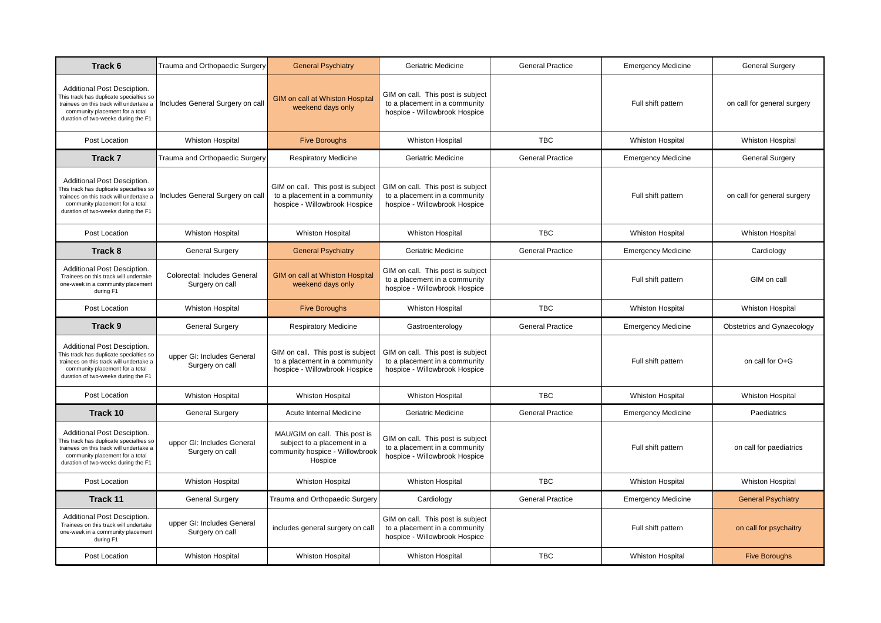| Track 6 | Trauma and Orthopaedic Surgery | General Psychiatry | Geriatric Medicine | General Practice | Emergency Medicine | General Surgery |
|---|---|---|---|---|---|---|
| Additional Post Desciption. This track has duplicate specialties so trainees on this track will undertake a community placement for a total duration of two-weeks during the F1 | Includes General Surgery on call | GIM on call at Whiston Hospital weekend days only | GIM on call. This post is subject to a placement in a community hospice - Willowbrook Hospice | | Full shift pattern | on call for general surgery |
| Post Location | Whiston Hospital | Five Boroughs | Whiston Hospital | TBC | Whiston Hospital | Whiston Hospital |
| **Track 7** | Trauma and Orthopaedic Surgery | Respiratory Medicine | Geriatric Medicine | General Practice | Emergency Medicine | General Surgery |
| Additional Post Desciption. This track has duplicate specialties so trainees on this track will undertake a community placement for a total duration of two-weeks during the F1 | Includes General Surgery on call | GIM on call. This post is subject to a placement in a community hospice - Willowbrook Hospice | GIM on call. This post is subject to a placement in a community hospice - Willowbrook Hospice | | Full shift pattern | on call for general surgery |
| Post Location | Whiston Hospital | Whiston Hospital | Whiston Hospital | TBC | Whiston Hospital | Whiston Hospital |
| **Track 8** | General Surgery | General Psychiatry | Geriatric Medicine | General Practice | Emergency Medicine | Cardiology |
| Additional Post Desciption. Trainees on this track will undertake one-week in a community placement during F1 | Colorectal: Includes General Surgery on call | GIM on call at Whiston Hospital weekend days only | GIM on call. This post is subject to a placement in a community hospice - Willowbrook Hospice | | Full shift pattern | GIM on call |
| Post Location | Whiston Hospital | Five Boroughs | Whiston Hospital | TBC | Whiston Hospital | Whiston Hospital |
| **Track 9** | General Surgery | Respiratory Medicine | Gastroenterology | General Practice | Emergency Medicine | Obstetrics and Gynaecology |
| Additional Post Desciption. This track has duplicate specialties so trainees on this track will undertake a community placement for a total duration of two-weeks during the F1 | upper GI: Includes General Surgery on call | GIM on call. This post is subject to a placement in a community hospice - Willowbrook Hospice | GIM on call. This post is subject to a placement in a community hospice - Willowbrook Hospice | | Full shift pattern | on call for O+G |
| Post Location | Whiston Hospital | Whiston Hospital | Whiston Hospital | TBC | Whiston Hospital | Whiston Hospital |
| **Track 10** | General Surgery | Acute Internal Medicine | Geriatric Medicine | General Practice | Emergency Medicine | Paediatrics |
| Additional Post Desciption. This track has duplicate specialties so trainees on this track will undertake a community placement for a total duration of two-weeks during the F1 | upper GI: Includes General Surgery on call | MAU/GIM on call. This post is subject to a placement in a community hospice - Willowbrook Hospice | GIM on call. This post is subject to a placement in a community hospice - Willowbrook Hospice | | Full shift pattern | on call for paediatrics |
| Post Location | Whiston Hospital | Whiston Hospital | Whiston Hospital | TBC | Whiston Hospital | Whiston Hospital |
| **Track 11** | General Surgery | Trauma and Orthopaedic Surgery | Cardiology | General Practice | Emergency Medicine | General Psychiatry |
| Additional Post Desciption. Trainees on this track will undertake one-week in a community placement during F1 | upper GI: Includes General Surgery on call | includes general surgery on call | GIM on call. This post is subject to a placement in a community hospice - Willowbrook Hospice | | Full shift pattern | on call for psychaitry |
| Post Location | Whiston Hospital | Whiston Hospital | Whiston Hospital | TBC | Whiston Hospital | Five Boroughs |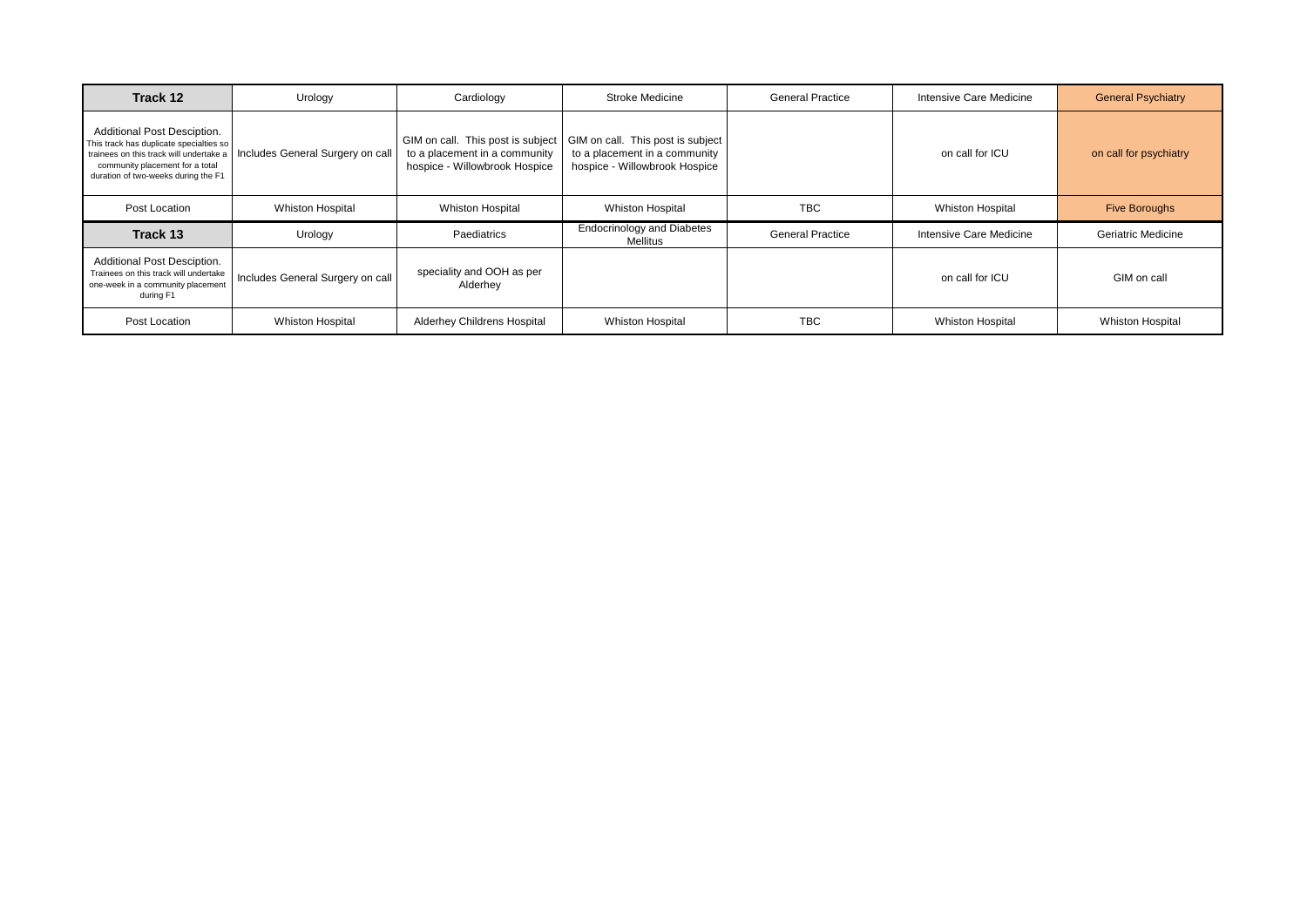| Track 12 | Urology | Cardiology | Stroke Medicine | General Practice | Intensive Care Medicine | General Psychiatry |
|---|---|---|---|---|---|---|
| Additional Post Desciption. This track has duplicate specialties so trainees on this track will undertake a community placement for a total duration of two-weeks during the F1 | Includes General Surgery on call | GIM on call. This post is subject to a placement in a community hospice - Willowbrook Hospice | GIM on call. This post is subject to a placement in a community hospice - Willowbrook Hospice | | on call for ICU | on call for psychiatry |
| Post Location | Whiston Hospital | Whiston Hospital | Whiston Hospital | TBC | Whiston Hospital | Five Boroughs |
| **Track 13** | Urology | Paediatrics | Endocrinology and Diabetes Mellitus | General Practice | Intensive Care Medicine | Geriatric Medicine |
| Additional Post Desciption. Trainees on this track will undertake one-week in a community placement during F1 | Includes General Surgery on call | speciality and OOH as per Alderhey | | | on call for ICU | GIM on call |
| Post Location | Whiston Hospital | Alderhey Childrens Hospital | Whiston Hospital | TBC | Whiston Hospital | Whiston Hospital |